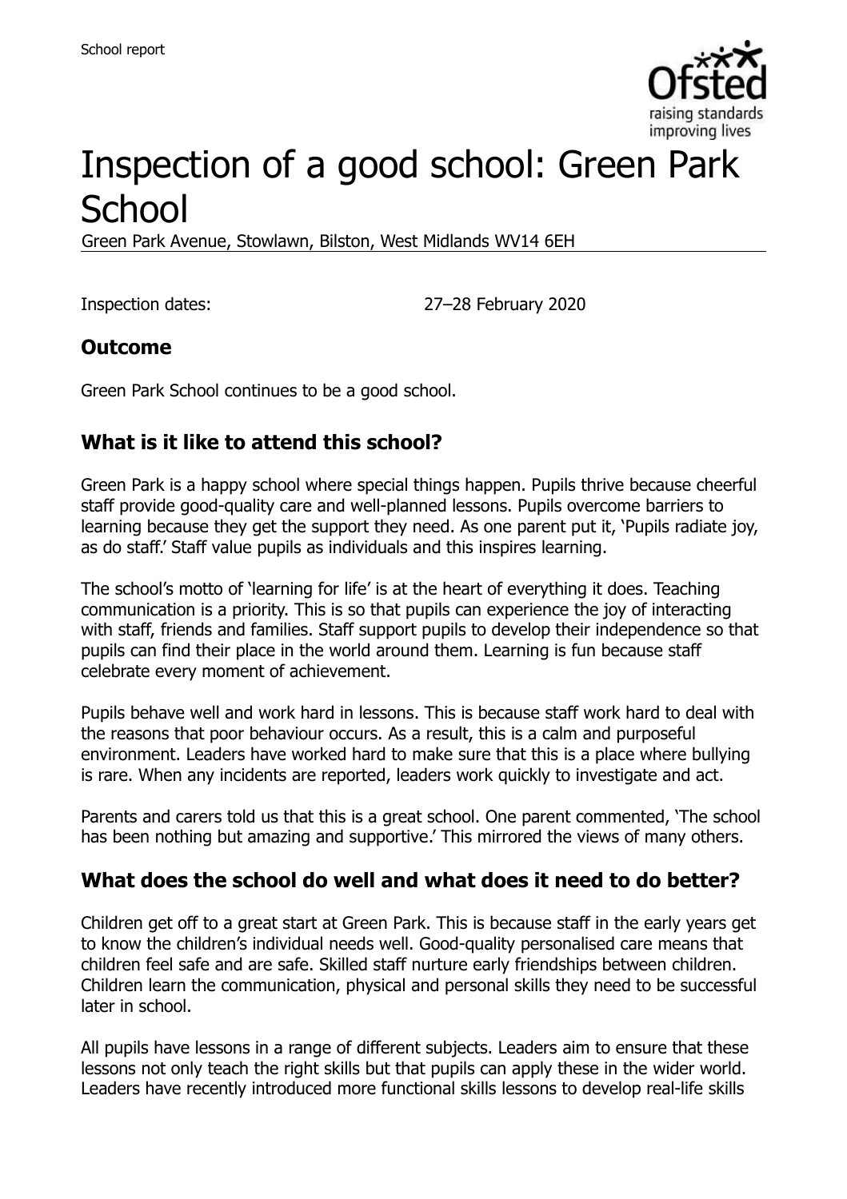# Inspection of a good school: Green Park School

Green Park Avenue, Stowlawn, Bilston, West Midlands WV14 6EH

Inspection dates: 27–28 February 2020

## Outcome

Green Park School continues to be a good school.

## What is it like to attend this school?

Green Park is a happy school where special things happen. Pupils thrive because cheerful staff provide good-quality care and well-planned lessons. Pupils overcome barriers to learning because they get the support they need. As one parent put it, 'Pupils radiate joy, as do staff.' Staff value pupils as individuals and this inspires learning.

The school's motto of 'learning for life' is at the heart of everything it does. Teaching communication is a priority. This is so that pupils can experience the joy of interacting with staff, friends and families. Staff support pupils to develop their independence so that pupils can find their place in the world around them. Learning is fun because staff celebrate every moment of achievement.

Pupils behave well and work hard in lessons. This is because staff work hard to deal with the reasons that poor behaviour occurs. As a result, this is a calm and purposeful environment. Leaders have worked hard to make sure that this is a place where bullying is rare. When any incidents are reported, leaders work quickly to investigate and act.

Parents and carers told us that this is a great school. One parent commented, 'The school has been nothing but amazing and supportive.' This mirrored the views of many others.

## What does the school do well and what does it need to do better?

Children get off to a great start at Green Park. This is because staff in the early years get to know the children's individual needs well. Good-quality personalised care means that children feel safe and are safe. Skilled staff nurture early friendships between children. Children learn the communication, physical and personal skills they need to be successful later in school.

All pupils have lessons in a range of different subjects. Leaders aim to ensure that these lessons not only teach the right skills but that pupils can apply these in the wider world. Leaders have recently introduced more functional skills lessons to develop real-life skills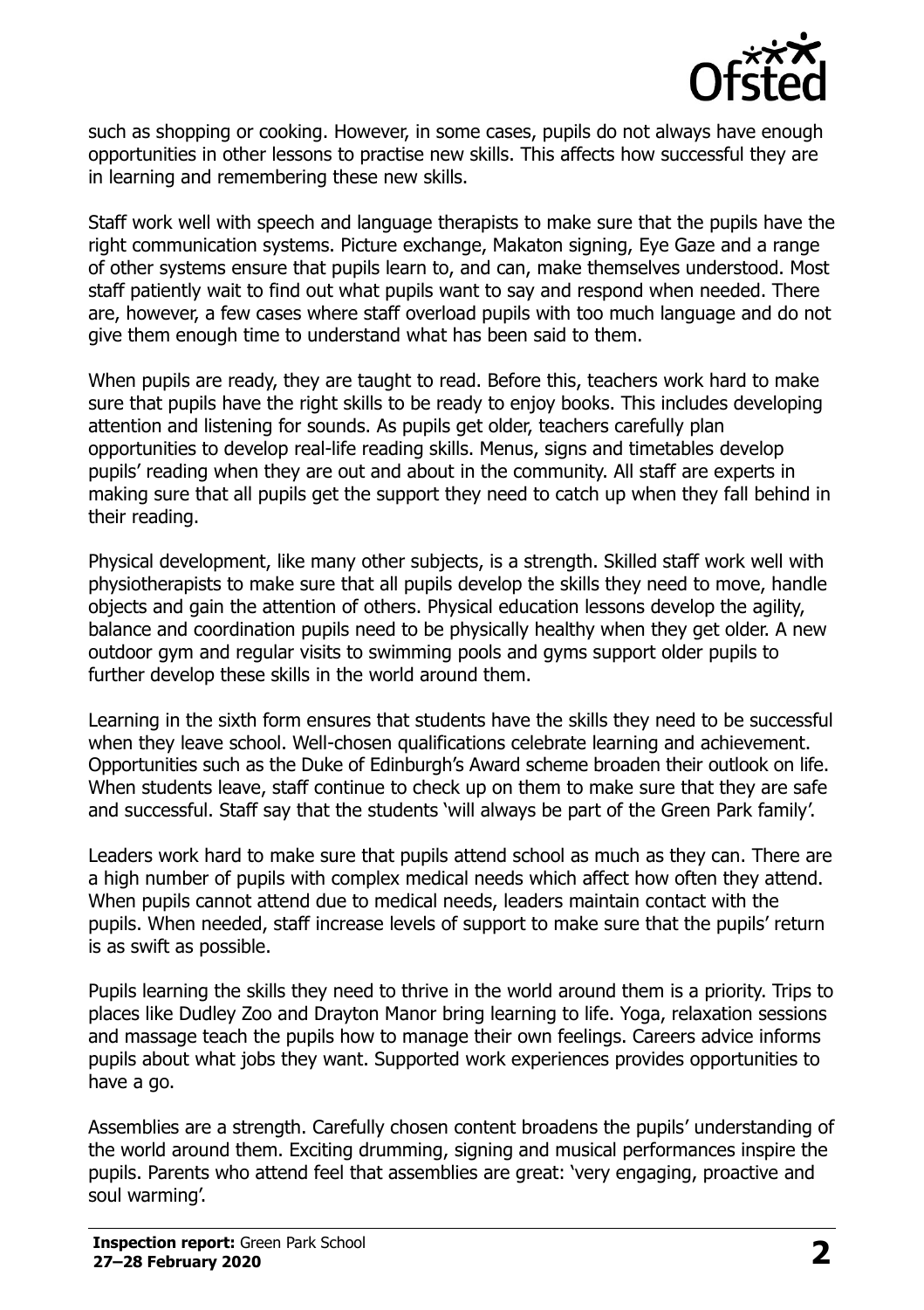such as shopping or cooking. However, in some cases, pupils do not always have enough opportunities in other lessons to practise new skills. This affects how successful they are in learning and remembering these new skills.

Staff work well with speech and language therapists to make sure that the pupils have the right communication systems. Picture exchange, Makaton signing, Eye Gaze and a range of other systems ensure that pupils learn to, and can, make themselves understood. Most staff patiently wait to find out what pupils want to say and respond when needed. There are, however, a few cases where staff overload pupils with too much language and do not give them enough time to understand what has been said to them.

When pupils are ready, they are taught to read. Before this, teachers work hard to make sure that pupils have the right skills to be ready to enjoy books. This includes developing attention and listening for sounds. As pupils get older, teachers carefully plan opportunities to develop real-life reading skills. Menus, signs and timetables develop pupils' reading when they are out and about in the community. All staff are experts in making sure that all pupils get the support they need to catch up when they fall behind in their reading.

Physical development, like many other subjects, is a strength. Skilled staff work well with physiotherapists to make sure that all pupils develop the skills they need to move, handle objects and gain the attention of others. Physical education lessons develop the agility, balance and coordination pupils need to be physically healthy when they get older. A new outdoor gym and regular visits to swimming pools and gyms support older pupils to further develop these skills in the world around them.

Learning in the sixth form ensures that students have the skills they need to be successful when they leave school. Well-chosen qualifications celebrate learning and achievement. Opportunities such as the Duke of Edinburgh's Award scheme broaden their outlook on life. When students leave, staff continue to check up on them to make sure that they are safe and successful. Staff say that the students 'will always be part of the Green Park family'.

Leaders work hard to make sure that pupils attend school as much as they can. There are a high number of pupils with complex medical needs which affect how often they attend. When pupils cannot attend due to medical needs, leaders maintain contact with the pupils. When needed, staff increase levels of support to make sure that the pupils' return is as swift as possible.

Pupils learning the skills they need to thrive in the world around them is a priority. Trips to places like Dudley Zoo and Drayton Manor bring learning to life. Yoga, relaxation sessions and massage teach the pupils how to manage their own feelings. Careers advice informs pupils about what jobs they want. Supported work experiences provides opportunities to have a go.

Assemblies are a strength. Carefully chosen content broadens the pupils' understanding of the world around them. Exciting drumming, signing and musical performances inspire the pupils. Parents who attend feel that assemblies are great: 'very engaging, proactive and soul warming'.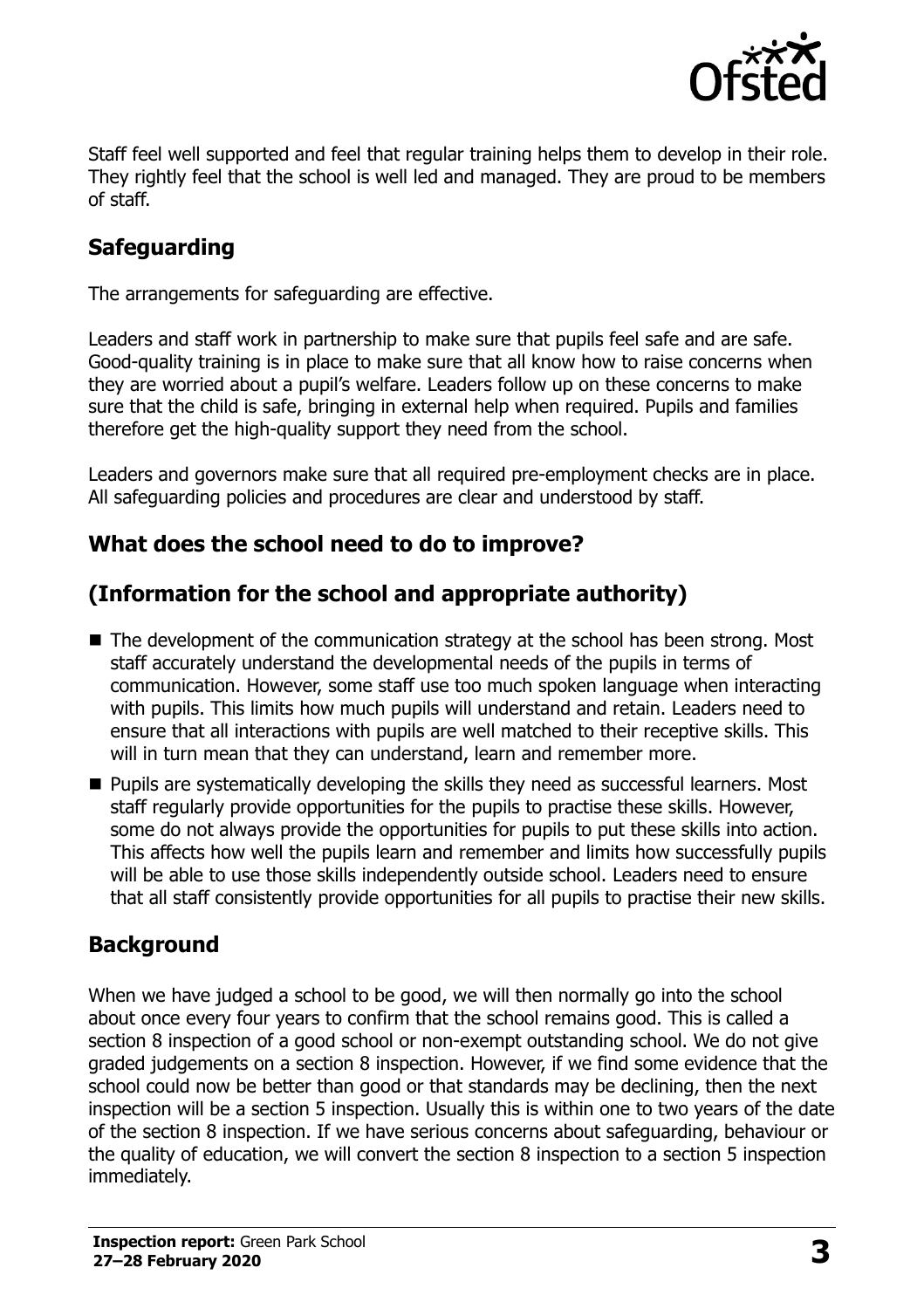Staff feel well supported and feel that regular training helps them to develop in their role. They rightly feel that the school is well led and managed. They are proud to be members of staff.

## Safeguarding

The arrangements for safeguarding are effective.

Leaders and staff work in partnership to make sure that pupils feel safe and are safe. Good-quality training is in place to make sure that all know how to raise concerns when they are worried about a pupil's welfare. Leaders follow up on these concerns to make sure that the child is safe, bringing in external help when required. Pupils and families therefore get the high-quality support they need from the school.

Leaders and governors make sure that all required pre-employment checks are in place. All safeguarding policies and procedures are clear and understood by staff.

## What does the school need to do to improve?

## (Information for the school and appropriate authority)

- The development of the communication strategy at the school has been strong. Most staff accurately understand the developmental needs of the pupils in terms of communication. However, some staff use too much spoken language when interacting with pupils. This limits how much pupils will understand and retain. Leaders need to ensure that all interactions with pupils are well matched to their receptive skills. This will in turn mean that they can understand, learn and remember more.
- Pupils are systematically developing the skills they need as successful learners. Most staff regularly provide opportunities for the pupils to practise these skills. However, some do not always provide the opportunities for pupils to put these skills into action. This affects how well the pupils learn and remember and limits how successfully pupils will be able to use those skills independently outside school. Leaders need to ensure that all staff consistently provide opportunities for all pupils to practise their new skills.

## Background

When we have judged a school to be good, we will then normally go into the school about once every four years to confirm that the school remains good. This is called a section 8 inspection of a good school or non-exempt outstanding school. We do not give graded judgements on a section 8 inspection. However, if we find some evidence that the school could now be better than good or that standards may be declining, then the next inspection will be a section 5 inspection. Usually this is within one to two years of the date of the section 8 inspection. If we have serious concerns about safeguarding, behaviour or the quality of education, we will convert the section 8 inspection to a section 5 inspection immediately.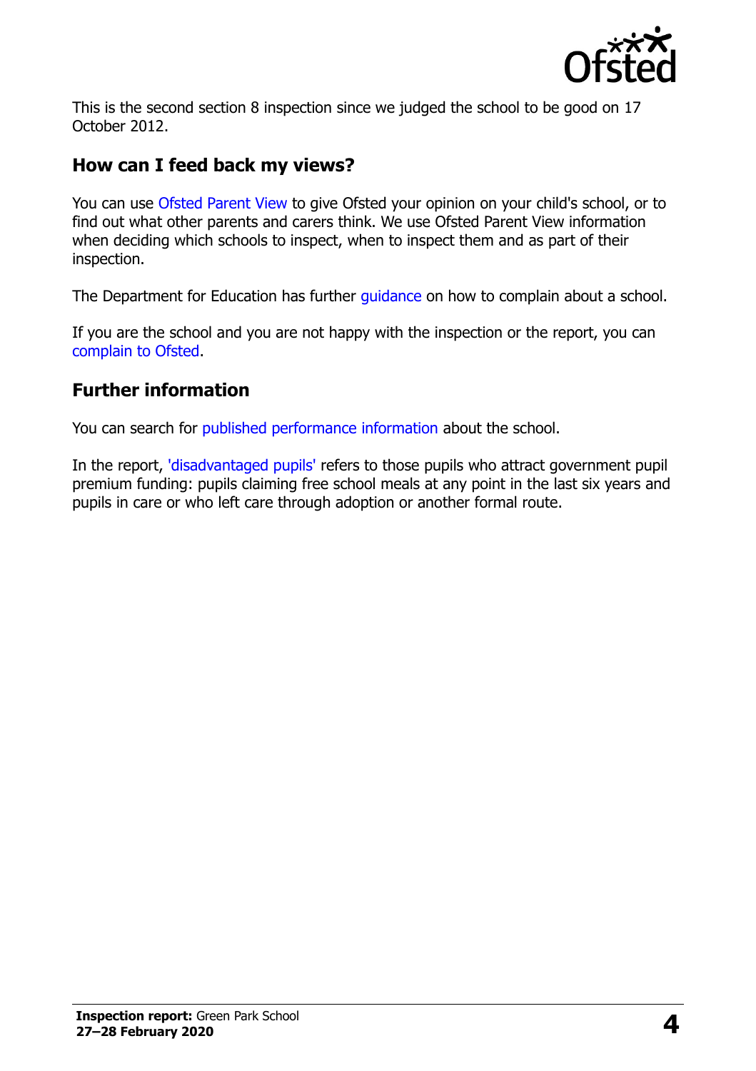This is the second section 8 inspection since we judged the school to be good on 17 October 2012.

## How can I feed back my views?

You can use Ofsted Parent View to give Ofsted your opinion on your child's school, or to find out what other parents and carers think. We use Ofsted Parent View information when deciding which schools to inspect, when to inspect them and as part of their inspection.

The Department for Education has further guidance on how to complain about a school.

If you are the school and you are not happy with the inspection or the report, you can complain to Ofsted.

## Further information

You can search for published performance information about the school.

In the report, 'disadvantaged pupils' refers to those pupils who attract government pupil premium funding: pupils claiming free school meals at any point in the last six years and pupils in care or who left care through adoption or another formal route.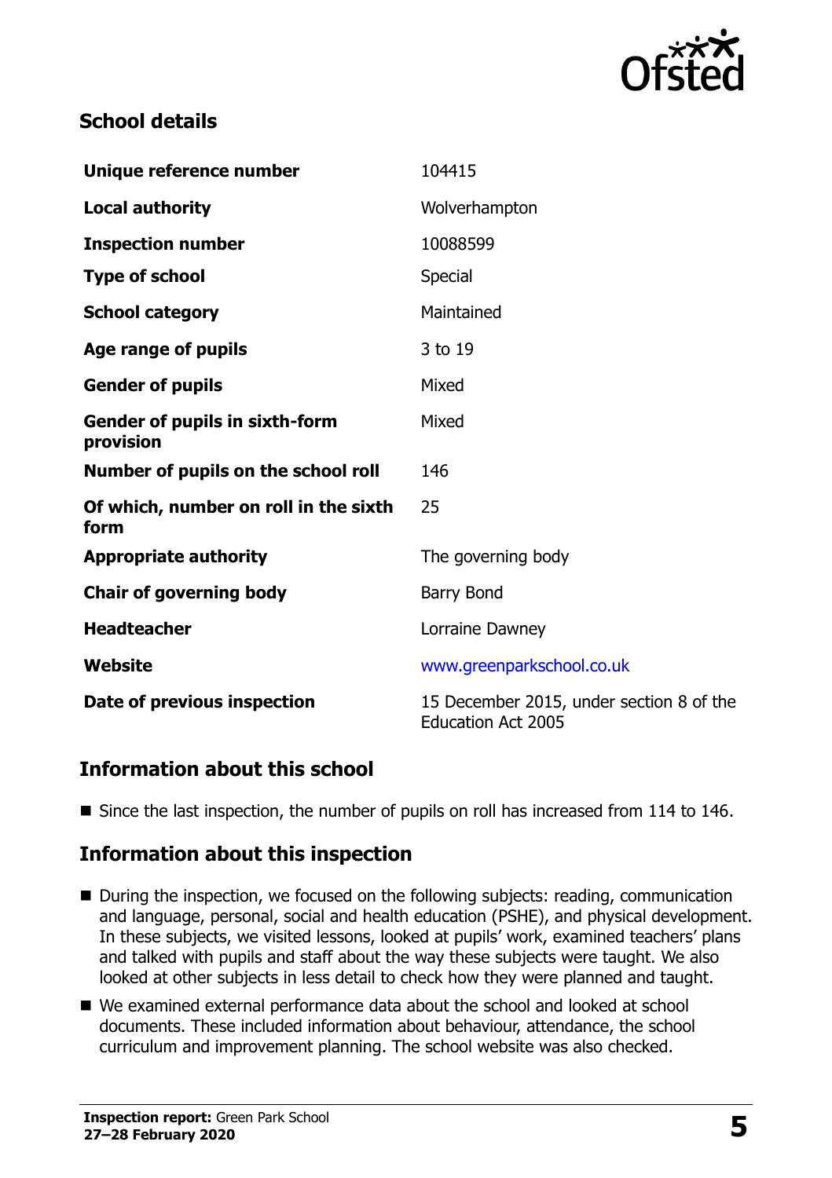## School details

| | |
|---|---|
| **Unique reference number** | 104415 |
| **Local authority** | Wolverhampton |
| **Inspection number** | 10088599 |
| **Type of school** | Special |
| **School category** | Maintained |
| **Age range of pupils** | 3 to 19 |
| **Gender of pupils** | Mixed |
| **Gender of pupils in sixth-form provision** | Mixed |
| **Number of pupils on the school roll** | 146 |
| **Of which, number on roll in the sixth form** | 25 |
| **Appropriate authority** | The governing body |
| **Chair of governing body** | Barry Bond |
| **Headteacher** | Lorraine Dawney |
| **Website** | www.greenparkschool.co.uk |
| **Date of previous inspection** | 15 December 2015, under section 8 of the Education Act 2005 |

## Information about this school

- Since the last inspection, the number of pupils on roll has increased from 114 to 146.

## Information about this inspection

- During the inspection, we focused on the following subjects: reading, communication and language, personal, social and health education (PSHE), and physical development. In these subjects, we visited lessons, looked at pupils' work, examined teachers' plans and talked with pupils and staff about the way these subjects were taught. We also looked at other subjects in less detail to check how they were planned and taught.
- We examined external performance data about the school and looked at school documents. These included information about behaviour, attendance, the school curriculum and improvement planning. The school website was also checked.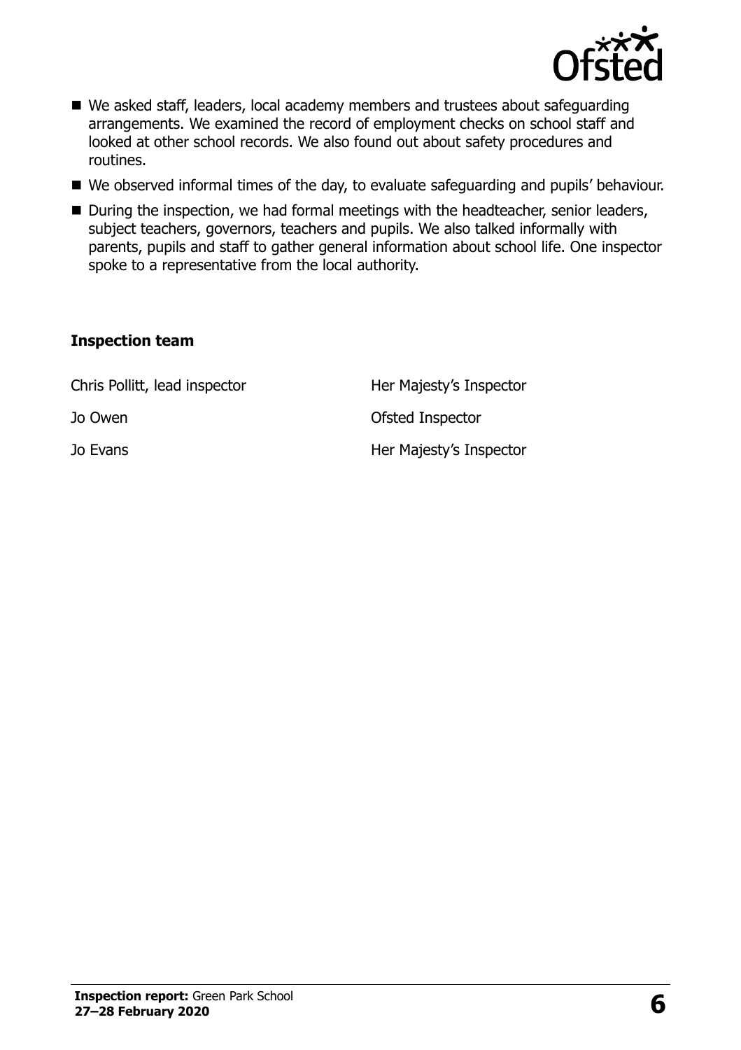- We asked staff, leaders, local academy members and trustees about safeguarding arrangements. We examined the record of employment checks on school staff and looked at other school records. We also found out about safety procedures and routines.
- We observed informal times of the day, to evaluate safeguarding and pupils' behaviour.
- During the inspection, we had formal meetings with the headteacher, senior leaders, subject teachers, governors, teachers and pupils. We also talked informally with parents, pupils and staff to gather general information about school life. One inspector spoke to a representative from the local authority.

### Inspection team

| | |
|---|---|
| Chris Pollitt, lead inspector | Her Majesty's Inspector |
| Jo Owen | Ofsted Inspector |
| Jo Evans | Her Majesty's Inspector |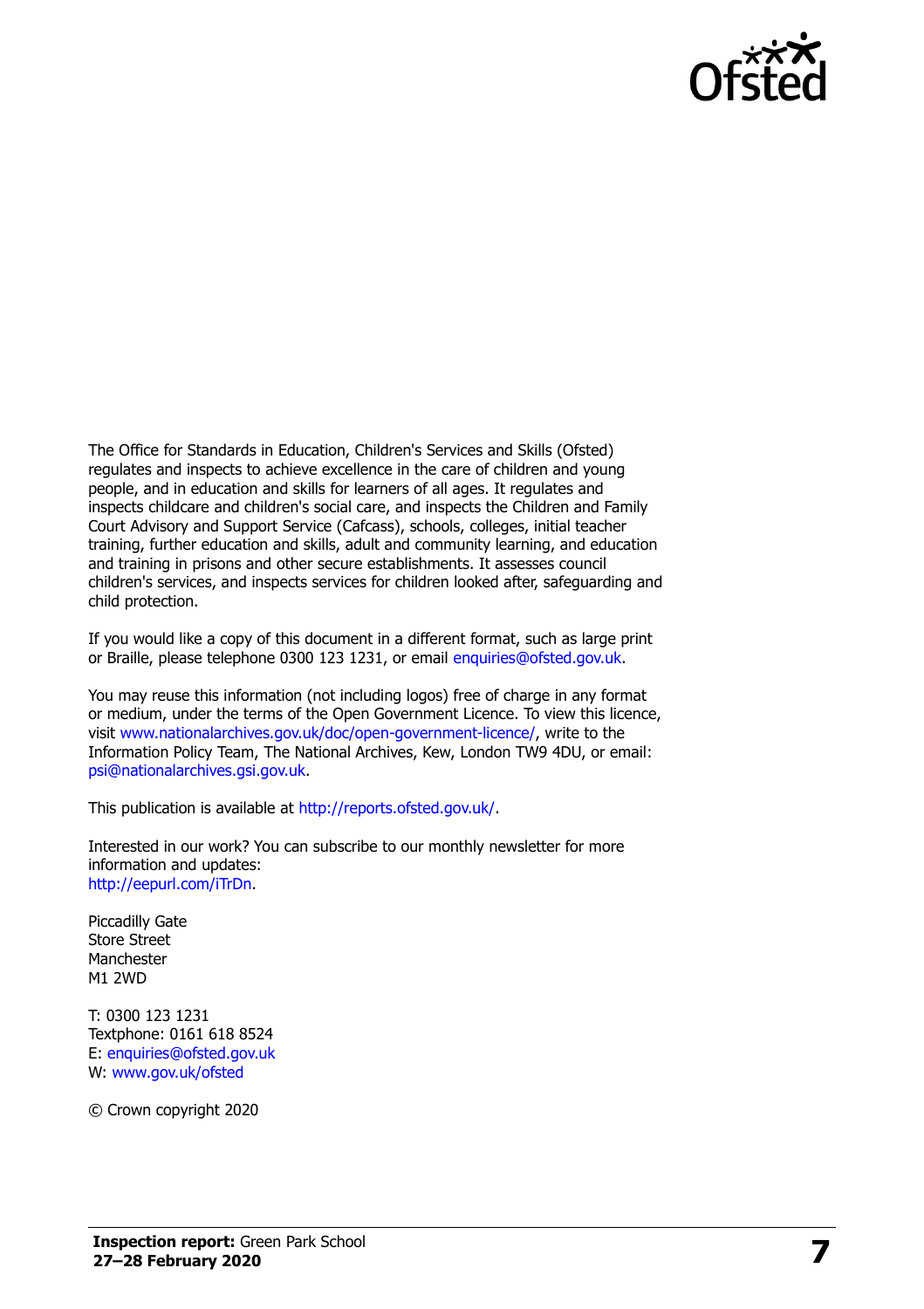The Office for Standards in Education, Children's Services and Skills (Ofsted) regulates and inspects to achieve excellence in the care of children and young people, and in education and skills for learners of all ages. It regulates and inspects childcare and children's social care, and inspects the Children and Family Court Advisory and Support Service (Cafcass), schools, colleges, initial teacher training, further education and skills, adult and community learning, and education and training in prisons and other secure establishments. It assesses council children's services, and inspects services for children looked after, safeguarding and child protection.

If you would like a copy of this document in a different format, such as large print or Braille, please telephone 0300 123 1231, or email enquiries@ofsted.gov.uk.

You may reuse this information (not including logos) free of charge in any format or medium, under the terms of the Open Government Licence. To view this licence, visit www.nationalarchives.gov.uk/doc/open-government-licence/, write to the Information Policy Team, The National Archives, Kew, London TW9 4DU, or email: psi@nationalarchives.gsi.gov.uk.

This publication is available at http://reports.ofsted.gov.uk/.

Interested in our work? You can subscribe to our monthly newsletter for more information and updates:
http://eepurl.com/iTrDn.

Piccadilly Gate
Store Street
Manchester
M1 2WD

T: 0300 123 1231
Textphone: 0161 618 8524
E: enquiries@ofsted.gov.uk
W: www.gov.uk/ofsted

© Crown copyright 2020